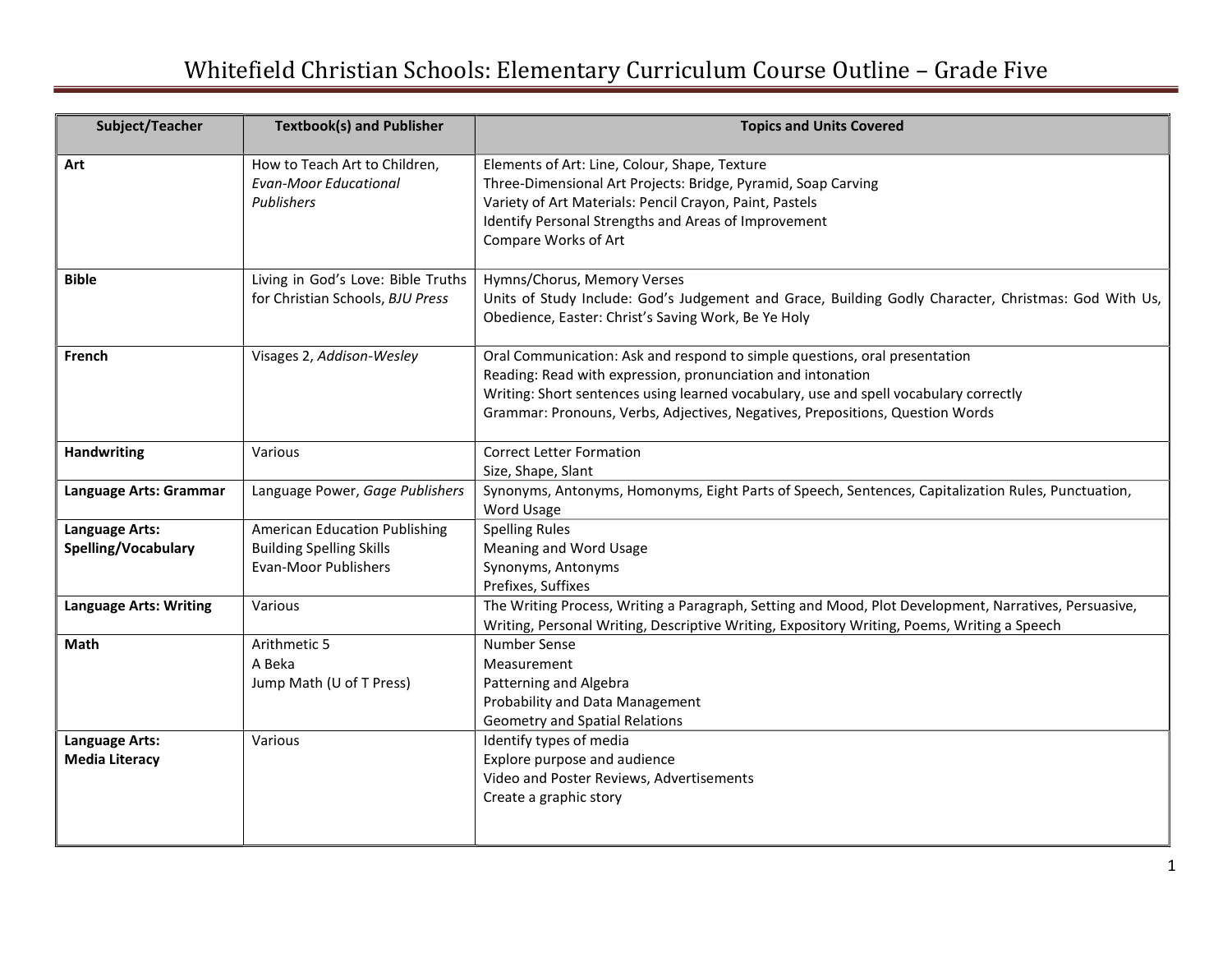# Whitefield Christian Schools: Elementary Curriculum Course Outline – Grade Five

| Subject/Teacher | Textbook(s) and Publisher | Topics and Units Covered |
|---|---|---|
| **Art** | How to Teach Art to Children, *Evan-Moor Educational Publishers* | Elements of Art: Line, Colour, Shape, Texture<br>Three-Dimensional Art Projects: Bridge, Pyramid, Soap Carving<br>Variety of Art Materials: Pencil Crayon, Paint, Pastels<br>Identify Personal Strengths and Areas of Improvement<br>Compare Works of Art |
| **Bible** | Living in God's Love: Bible Truths for Christian Schools, *BJU Press* | Hymns/Chorus, Memory Verses<br>Units of Study Include: God's Judgement and Grace, Building Godly Character, Christmas: God With Us, Obedience, Easter: Christ's Saving Work, Be Ye Holy |
| **French** | Visages 2, *Addison-Wesley* | Oral Communication: Ask and respond to simple questions, oral presentation<br>Reading: Read with expression, pronunciation and intonation<br>Writing: Short sentences using learned vocabulary, use and spell vocabulary correctly<br>Grammar: Pronouns, Verbs, Adjectives, Negatives, Prepositions, Question Words |
| **Handwriting** | Various | Correct Letter Formation<br>Size, Shape, Slant |
| **Language Arts: Grammar** | Language Power, *Gage Publishers* | Synonyms, Antonyms, Homonyms, Eight Parts of Speech, Sentences, Capitalization Rules, Punctuation, Word Usage |
| **Language Arts: Spelling/Vocabulary** | American Education Publishing<br>Building Spelling Skills<br>Evan-Moor Publishers | Spelling Rules<br>Meaning and Word Usage<br>Synonyms, Antonyms<br>Prefixes, Suffixes |
| **Language Arts: Writing** | Various | The Writing Process, Writing a Paragraph, Setting and Mood, Plot Development, Narratives, Persuasive, Writing, Personal Writing, Descriptive Writing, Expository Writing, Poems, Writing a Speech |
| **Math** | Arithmetic 5<br>A Beka<br>Jump Math (U of T Press) | Number Sense<br>Measurement<br>Patterning and Algebra<br>Probability and Data Management<br>Geometry and Spatial Relations |
| **Language Arts: Media Literacy** | Various | Identify types of media<br>Explore purpose and audience<br>Video and Poster Reviews, Advertisements<br>Create a graphic story |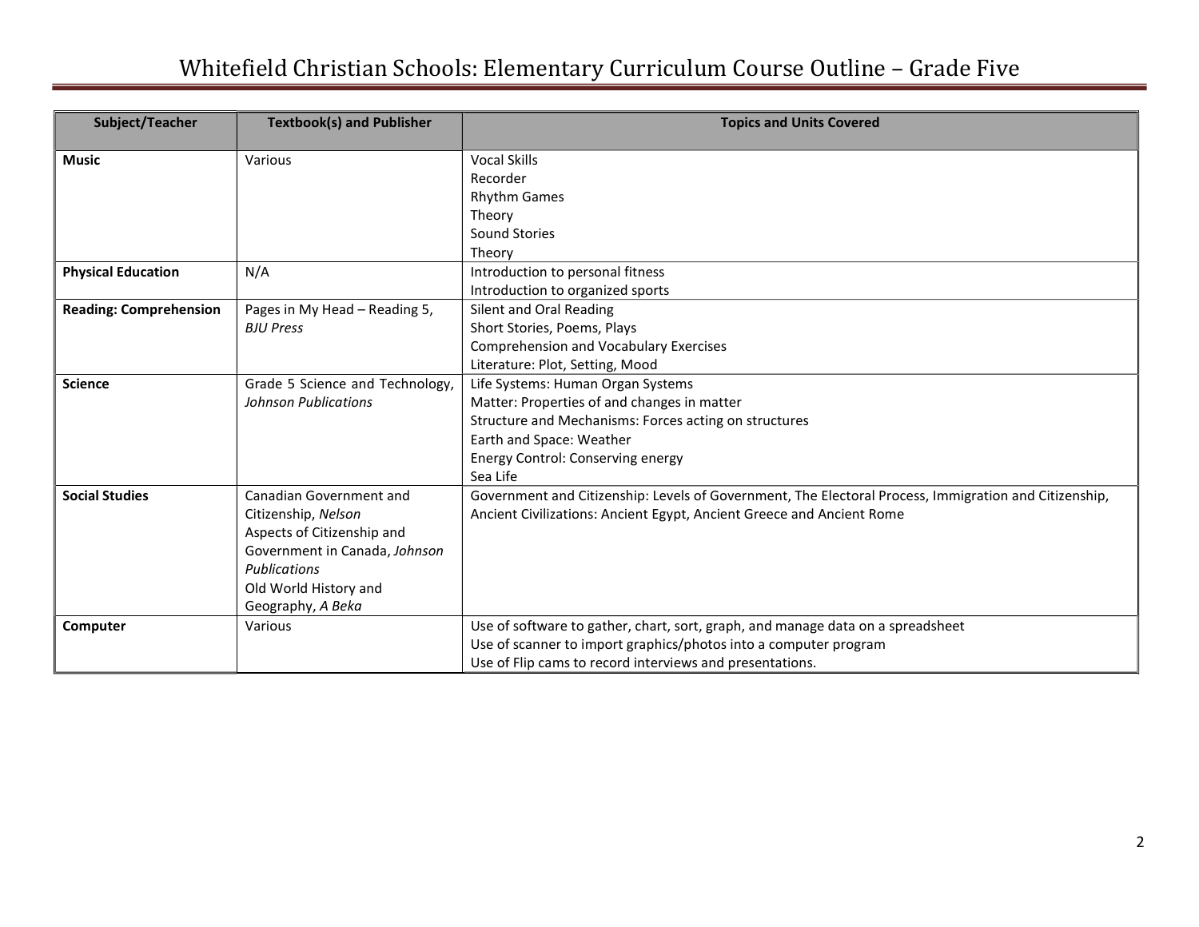# Whitefield Christian Schools: Elementary Curriculum Course Outline – Grade Five

| Subject/Teacher | Textbook(s) and Publisher | Topics and Units Covered |
|---|---|---|
| **Music** | Various | Vocal Skills<br>Recorder<br>Rhythm Games<br>Theory<br>Sound Stories<br>Theory |
| **Physical Education** | N/A | Introduction to personal fitness<br>Introduction to organized sports |
| **Reading: Comprehension** | Pages in My Head – Reading 5, *BJU Press* | Silent and Oral Reading<br>Short Stories, Poems, Plays<br>Comprehension and Vocabulary Exercises<br>Literature: Plot, Setting, Mood |
| **Science** | Grade 5 Science and Technology, *Johnson Publications* | Life Systems: Human Organ Systems<br>Matter: Properties of and changes in matter<br>Structure and Mechanisms: Forces acting on structures<br>Earth and Space: Weather<br>Energy Control: Conserving energy<br>Sea Life |
| **Social Studies** | Canadian Government and Citizenship, *Nelson*<br>Aspects of Citizenship and Government in Canada, *Johnson Publications*<br>Old World History and Geography, *A Beka* | Government and Citizenship: Levels of Government, The Electoral Process, Immigration and Citizenship, Ancient Civilizations: Ancient Egypt, Ancient Greece and Ancient Rome |
| **Computer** | Various | Use of software to gather, chart, sort, graph, and manage data on a spreadsheet<br>Use of scanner to import graphics/photos into a computer program<br>Use of Flip cams to record interviews and presentations. |